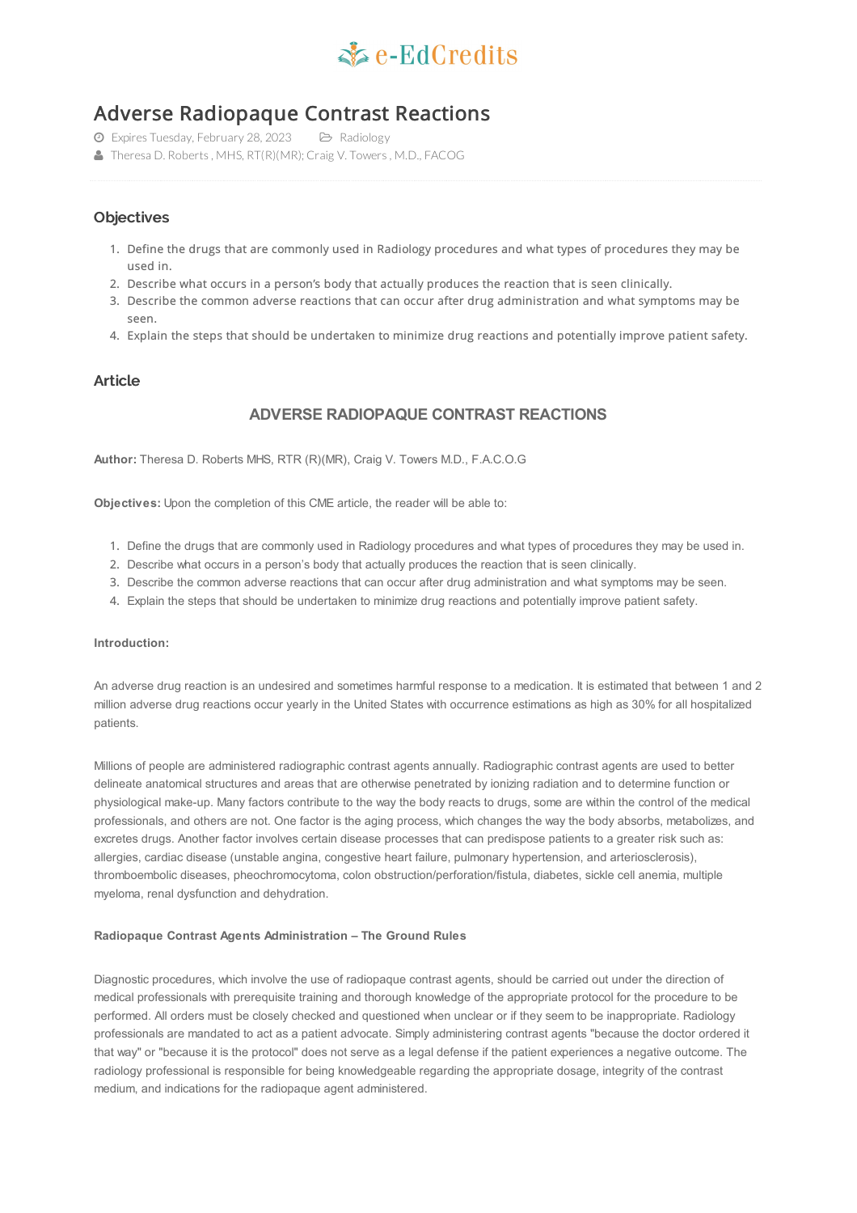e-EdCredits

# Adverse Radiopaque Contrast Reactions

Expires Tuesday, February 28, 2023 Radiology

Theresa D. Roberts , MHS, RT(R)(MR); Craig V. Towers , M.D., FACOG

## Objectives

1. Define the drugs that are commonly used in Radiology procedures and what types of procedures they may be used in.
2. Describe what occurs in a person's body that actually produces the reaction that is seen clinically.
3. Describe the common adverse reactions that can occur after drug administration and what symptoms may be seen.
4. Explain the steps that should be undertaken to minimize drug reactions and potentially improve patient safety.

## Article

### ADVERSE RADIOPAQUE CONTRAST REACTIONS

**Author:** Theresa D. Roberts MHS, RTR (R)(MR), Craig V. Towers M.D., F.A.C.O.G

**Objectives:** Upon the completion of this CME article, the reader will be able to:

1. Define the drugs that are commonly used in Radiology procedures and what types of procedures they may be used in.
2. Describe what occurs in a person's body that actually produces the reaction that is seen clinically.
3. Describe the common adverse reactions that can occur after drug administration and what symptoms may be seen.
4. Explain the steps that should be undertaken to minimize drug reactions and potentially improve patient safety.

**Introduction:**

An adverse drug reaction is an undesired and sometimes harmful response to a medication. It is estimated that between 1 and 2 million adverse drug reactions occur yearly in the United States with occurrence estimations as high as 30% for all hospitalized patients.

Millions of people are administered radiographic contrast agents annually. Radiographic contrast agents are used to better delineate anatomical structures and areas that are otherwise penetrated by ionizing radiation and to determine function or physiological make-up. Many factors contribute to the way the body reacts to drugs, some are within the control of the medical professionals, and others are not. One factor is the aging process, which changes the way the body absorbs, metabolizes, and excretes drugs. Another factor involves certain disease processes that can predispose patients to a greater risk such as: allergies, cardiac disease (unstable angina, congestive heart failure, pulmonary hypertension, and arteriosclerosis), thromboembolic diseases, pheochromocytoma, colon obstruction/perforation/fistula, diabetes, sickle cell anemia, multiple myeloma, renal dysfunction and dehydration.

**Radiopaque Contrast Agents Administration – The Ground Rules**

Diagnostic procedures, which involve the use of radiopaque contrast agents, should be carried out under the direction of medical professionals with prerequisite training and thorough knowledge of the appropriate protocol for the procedure to be performed. All orders must be closely checked and questioned when unclear or if they seem to be inappropriate. Radiology professionals are mandated to act as a patient advocate. Simply administering contrast agents "because the doctor ordered it that way" or "because it is the protocol" does not serve as a legal defense if the patient experiences a negative outcome. The radiology professional is responsible for being knowledgeable regarding the appropriate dosage, integrity of the contrast medium, and indications for the radiopaque agent administered.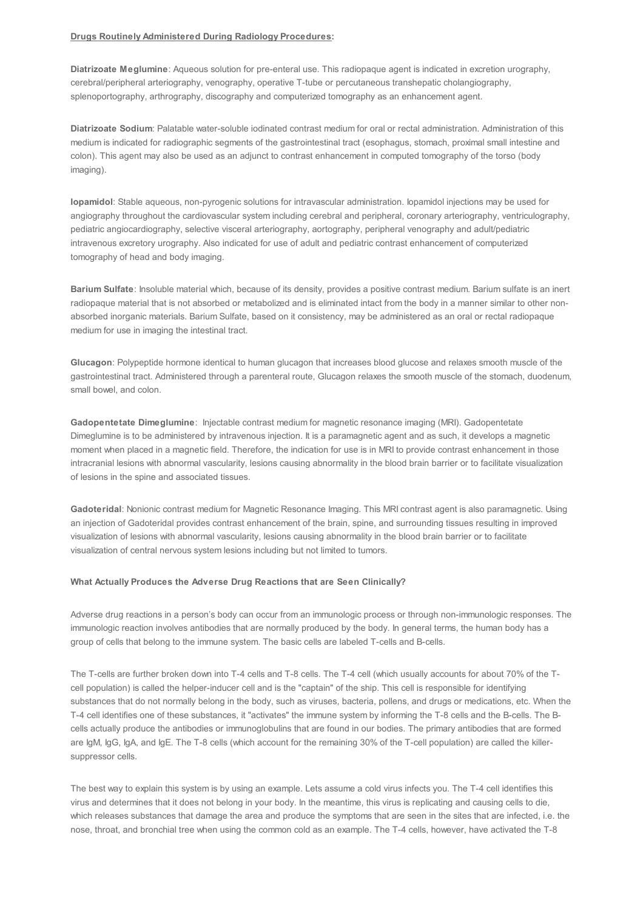**Drugs Routinely Administered During Radiology Procedures:**

**Diatrizoate Meglumine**: Aqueous solution for pre-enteral use. This radiopaque agent is indicated in excretion urography, cerebral/peripheral arteriography, venography, operative T-tube or percutaneous transhepatic cholangiography, splenoportography, arthrography, discography and computerized tomography as an enhancement agent.

**Diatrizoate Sodium**: Palatable water-soluble iodinated contrast medium for oral or rectal administration. Administration of this medium is indicated for radiographic segments of the gastrointestinal tract (esophagus, stomach, proximal small intestine and colon). This agent may also be used as an adjunct to contrast enhancement in computed tomography of the torso (body imaging).

**Iopamidol**: Stable aqueous, non-pyrogenic solutions for intravascular administration. Iopamidol injections may be used for angiography throughout the cardiovascular system including cerebral and peripheral, coronary arteriography, ventriculography, pediatric angiocardiography, selective visceral arteriography, aortography, peripheral venography and adult/pediatric intravenous excretory urography. Also indicated for use of adult and pediatric contrast enhancement of computerized tomography of head and body imaging.

**Barium Sulfate**: Insoluble material which, because of its density, provides a positive contrast medium. Barium sulfate is an inert radiopaque material that is not absorbed or metabolized and is eliminated intact from the body in a manner similar to other non-absorbed inorganic materials. Barium Sulfate, based on it consistency, may be administered as an oral or rectal radiopaque medium for use in imaging the intestinal tract.

**Glucagon**: Polypeptide hormone identical to human glucagon that increases blood glucose and relaxes smooth muscle of the gastrointestinal tract. Administered through a parenteral route, Glucagon relaxes the smooth muscle of the stomach, duodenum, small bowel, and colon.

**Gadopentetate Dimeglumine**: Injectable contrast medium for magnetic resonance imaging (MRI). Gadopentetate Dimeglumine is to be administered by intravenous injection. It is a paramagnetic agent and as such, it develops a magnetic moment when placed in a magnetic field. Therefore, the indication for use is in MRI to provide contrast enhancement in those intracranial lesions with abnormal vascularity, lesions causing abnormality in the blood brain barrier or to facilitate visualization of lesions in the spine and associated tissues.

**Gadoteridal**: Nonionic contrast medium for Magnetic Resonance Imaging. This MRI contrast agent is also paramagnetic. Using an injection of Gadoteridal provides contrast enhancement of the brain, spine, and surrounding tissues resulting in improved visualization of lesions with abnormal vascularity, lesions causing abnormality in the blood brain barrier or to facilitate visualization of central nervous system lesions including but not limited to tumors.

**What Actually Produces the Adverse Drug Reactions that are Seen Clinically?**

Adverse drug reactions in a person's body can occur from an immunologic process or through non-immunologic responses. The immunologic reaction involves antibodies that are normally produced by the body. In general terms, the human body has a group of cells that belong to the immune system. The basic cells are labeled T-cells and B-cells.

The T-cells are further broken down into T-4 cells and T-8 cells. The T-4 cell (which usually accounts for about 70% of the T-cell population) is called the helper-inducer cell and is the "captain" of the ship. This cell is responsible for identifying substances that do not normally belong in the body, such as viruses, bacteria, pollens, and drugs or medications, etc. When the T-4 cell identifies one of these substances, it "activates" the immune system by informing the T-8 cells and the B-cells. The B-cells actually produce the antibodies or immunoglobulins that are found in our bodies. The primary antibodies that are formed are IgM, IgG, IgA, and IgE. The T-8 cells (which account for the remaining 30% of the T-cell population) are called the killer-suppressor cells.

The best way to explain this system is by using an example. Lets assume a cold virus infects you. The T-4 cell identifies this virus and determines that it does not belong in your body. In the meantime, this virus is replicating and causing cells to die, which releases substances that damage the area and produce the symptoms that are seen in the sites that are infected, i.e. the nose, throat, and bronchial tree when using the common cold as an example. The T-4 cells, however, have activated the T-8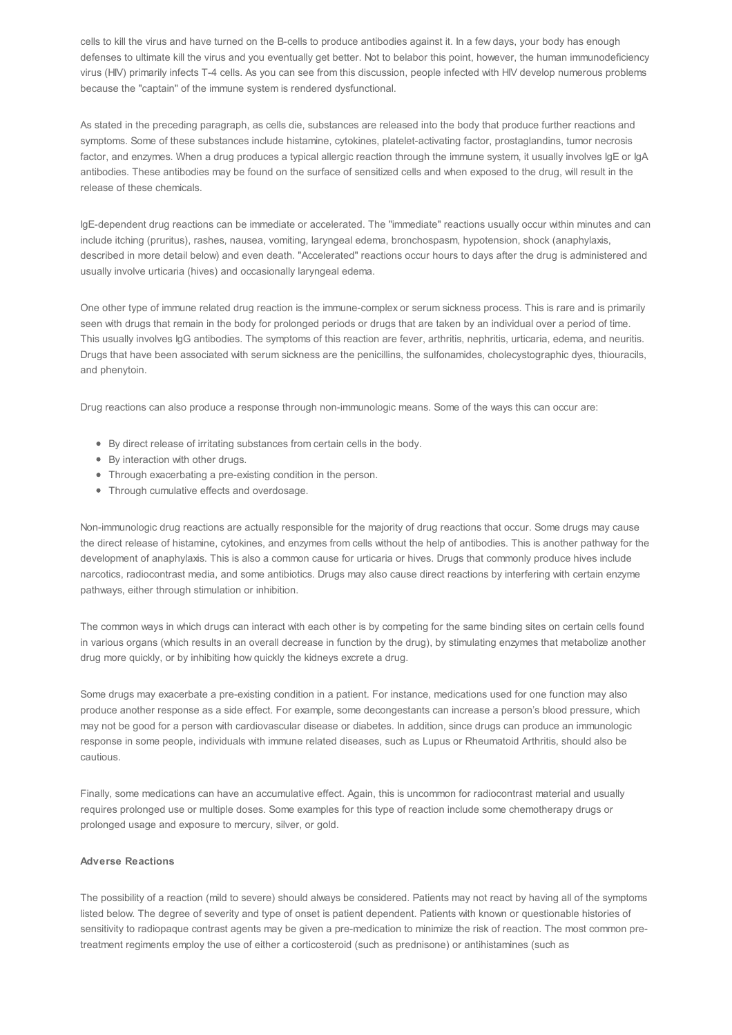cells to kill the virus and have turned on the B-cells to produce antibodies against it. In a few days, your body has enough defenses to ultimate kill the virus and you eventually get better. Not to belabor this point, however, the human immunodeficiency virus (HIV) primarily infects T-4 cells. As you can see from this discussion, people infected with HIV develop numerous problems because the "captain" of the immune system is rendered dysfunctional.

As stated in the preceding paragraph, as cells die, substances are released into the body that produce further reactions and symptoms. Some of these substances include histamine, cytokines, platelet-activating factor, prostaglandins, tumor necrosis factor, and enzymes. When a drug produces a typical allergic reaction through the immune system, it usually involves IgE or IgA antibodies. These antibodies may be found on the surface of sensitized cells and when exposed to the drug, will result in the release of these chemicals.

IgE-dependent drug reactions can be immediate or accelerated. The "immediate" reactions usually occur within minutes and can include itching (pruritus), rashes, nausea, vomiting, laryngeal edema, bronchospasm, hypotension, shock (anaphylaxis, described in more detail below) and even death. "Accelerated" reactions occur hours to days after the drug is administered and usually involve urticaria (hives) and occasionally laryngeal edema.

One other type of immune related drug reaction is the immune-complex or serum sickness process. This is rare and is primarily seen with drugs that remain in the body for prolonged periods or drugs that are taken by an individual over a period of time. This usually involves IgG antibodies. The symptoms of this reaction are fever, arthritis, nephritis, urticaria, edema, and neuritis. Drugs that have been associated with serum sickness are the penicillins, the sulfonamides, cholecystographic dyes, thiouracils, and phenytoin.

Drug reactions can also produce a response through non-immunologic means. Some of the ways this can occur are:

- By direct release of irritating substances from certain cells in the body.
- By interaction with other drugs.
- Through exacerbating a pre-existing condition in the person.
- Through cumulative effects and overdosage.

Non-immunologic drug reactions are actually responsible for the majority of drug reactions that occur. Some drugs may cause the direct release of histamine, cytokines, and enzymes from cells without the help of antibodies. This is another pathway for the development of anaphylaxis. This is also a common cause for urticaria or hives. Drugs that commonly produce hives include narcotics, radiocontrast media, and some antibiotics. Drugs may also cause direct reactions by interfering with certain enzyme pathways, either through stimulation or inhibition.

The common ways in which drugs can interact with each other is by competing for the same binding sites on certain cells found in various organs (which results in an overall decrease in function by the drug), by stimulating enzymes that metabolize another drug more quickly, or by inhibiting how quickly the kidneys excrete a drug.

Some drugs may exacerbate a pre-existing condition in a patient. For instance, medications used for one function may also produce another response as a side effect. For example, some decongestants can increase a person's blood pressure, which may not be good for a person with cardiovascular disease or diabetes. In addition, since drugs can produce an immunologic response in some people, individuals with immune related diseases, such as Lupus or Rheumatoid Arthritis, should also be cautious.

Finally, some medications can have an accumulative effect. Again, this is uncommon for radiocontrast material and usually requires prolonged use or multiple doses. Some examples for this type of reaction include some chemotherapy drugs or prolonged usage and exposure to mercury, silver, or gold.

**Adverse Reactions**

The possibility of a reaction (mild to severe) should always be considered. Patients may not react by having all of the symptoms listed below. The degree of severity and type of onset is patient dependent. Patients with known or questionable histories of sensitivity to radiopaque contrast agents may be given a pre-medication to minimize the risk of reaction. The most common pre-treatment regiments employ the use of either a corticosteroid (such as prednisone) or antihistamines (such as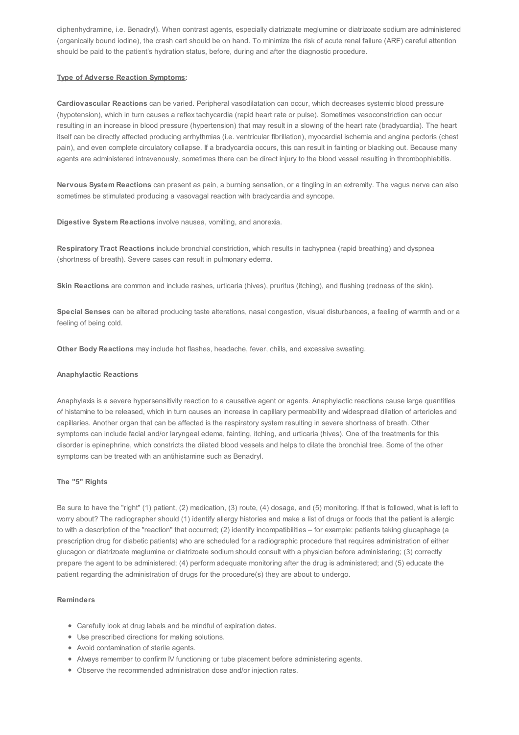diphenhydramine, i.e. Benadryl). When contrast agents, especially diatrizoate meglumine or diatrizoate sodium are administered (organically bound iodine), the crash cart should be on hand. To minimize the risk of acute renal failure (ARF) careful attention should be paid to the patient's hydration status, before, during and after the diagnostic procedure.

**Type of Adverse Reaction Symptoms:**

**Cardiovascular Reactions** can be varied. Peripheral vasodilatation can occur, which decreases systemic blood pressure (hypotension), which in turn causes a reflex tachycardia (rapid heart rate or pulse). Sometimes vasoconstriction can occur resulting in an increase in blood pressure (hypertension) that may result in a slowing of the heart rate (bradycardia). The heart itself can be directly affected producing arrhythmias (i.e. ventricular fibrillation), myocardial ischemia and angina pectoris (chest pain), and even complete circulatory collapse. If a bradycardia occurs, this can result in fainting or blacking out. Because many agents are administered intravenously, sometimes there can be direct injury to the blood vessel resulting in thrombophlebitis.

**Nervous System Reactions** can present as pain, a burning sensation, or a tingling in an extremity. The vagus nerve can also sometimes be stimulated producing a vasovagal reaction with bradycardia and syncope.

**Digestive System Reactions** involve nausea, vomiting, and anorexia.

**Respiratory Tract Reactions** include bronchial constriction, which results in tachypnea (rapid breathing) and dyspnea (shortness of breath). Severe cases can result in pulmonary edema.

**Skin Reactions** are common and include rashes, urticaria (hives), pruritus (itching), and flushing (redness of the skin).

**Special Senses** can be altered producing taste alterations, nasal congestion, visual disturbances, a feeling of warmth and or a feeling of being cold.

**Other Body Reactions** may include hot flashes, headache, fever, chills, and excessive sweating.

**Anaphylactic Reactions**

Anaphylaxis is a severe hypersensitivity reaction to a causative agent or agents. Anaphylactic reactions cause large quantities of histamine to be released, which in turn causes an increase in capillary permeability and widespread dilation of arterioles and capillaries. Another organ that can be affected is the respiratory system resulting in severe shortness of breath. Other symptoms can include facial and/or laryngeal edema, fainting, itching, and urticaria (hives). One of the treatments for this disorder is epinephrine, which constricts the dilated blood vessels and helps to dilate the bronchial tree. Some of the other symptoms can be treated with an antihistamine such as Benadryl.

**The "5" Rights**

Be sure to have the "right" (1) patient, (2) medication, (3) route, (4) dosage, and (5) monitoring. If that is followed, what is left to worry about? The radiographer should (1) identify allergy histories and make a list of drugs or foods that the patient is allergic to with a description of the "reaction" that occurred; (2) identify incompatibilities – for example: patients taking glucaphage (a prescription drug for diabetic patients) who are scheduled for a radiographic procedure that requires administration of either glucagon or diatrizoate meglumine or diatrizoate sodium should consult with a physician before administering; (3) correctly prepare the agent to be administered; (4) perform adequate monitoring after the drug is administered; and (5) educate the patient regarding the administration of drugs for the procedure(s) they are about to undergo.

**Reminders**

- Carefully look at drug labels and be mindful of expiration dates.
- Use prescribed directions for making solutions.
- Avoid contamination of sterile agents.
- Always remember to confirm IV functioning or tube placement before administering agents.
- Observe the recommended administration dose and/or injection rates.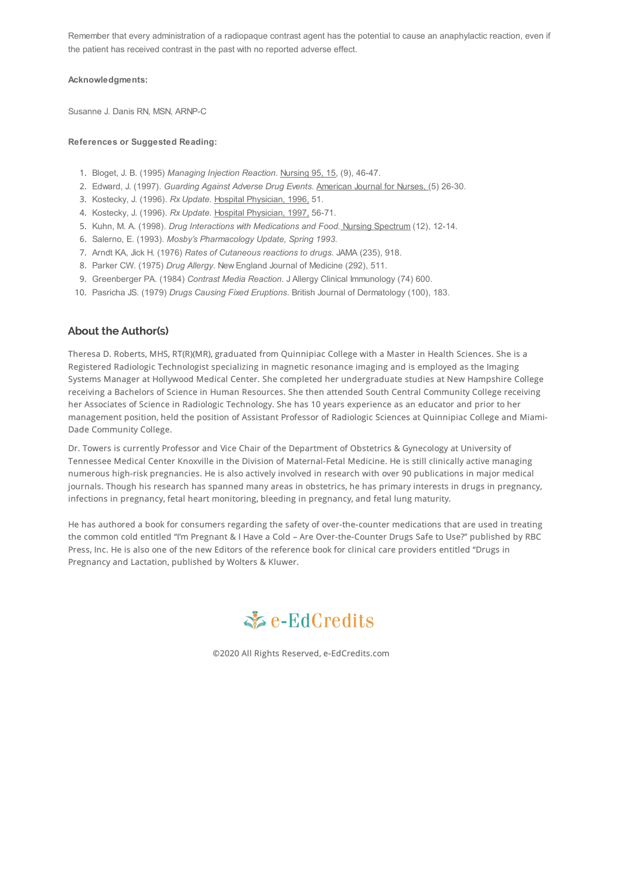Remember that every administration of a radiopaque contrast agent has the potential to cause an anaphylactic reaction, even if the patient has received contrast in the past with no reported adverse effect.

**Acknowledgments:**

Susanne J. Danis RN, MSN, ARNP-C

**References or Suggested Reading:**

1. Bloget, J. B. (1995) *Managing Injection Reaction*. Nursing 95, 15, (9), 46-47.
2. Edward, J. (1997). *Guarding Against Adverse Drug Events*. American Journal for Nurses, (5) 26-30.
3. Kostecky, J. (1996). *Rx Update*. Hospital Physician, 1996, 51.
4. Kostecky, J. (1996). *Rx Update*. Hospital Physician, 1997, 56-71.
5. Kuhn, M. A. (1998). *Drug Interactions with Medications and Food.* Nursing Spectrum (12), 12-14.
6. Salerno, E. (1993). *Mosby's Pharmacology Update, Spring 1993.*
7. Arndt KA, Jick H. (1976) *Rates of Cutaneous reactions to drugs.* JAMA (235), 918.
8. Parker CW. (1975) *Drug Allergy*. New England Journal of Medicine (292), 511.
9. Greenberger PA. (1984) *Contrast Media Reaction*. J Allergy Clinical Immunology (74) 600.
10. Pasricha JS. (1979) *Drugs Causing Fixed Eruptions*. British Journal of Dermatology (100), 183.

## About the Author(s)

Theresa D. Roberts, MHS, RT(R)(MR), graduated from Quinnipiac College with a Master in Health Sciences. She is a Registered Radiologic Technologist specializing in magnetic resonance imaging and is employed as the Imaging Systems Manager at Hollywood Medical Center. She completed her undergraduate studies at New Hampshire College receiving a Bachelors of Science in Human Resources. She then attended South Central Community College receiving her Associates of Science in Radiologic Technology. She has 10 years experience as an educator and prior to her management position, held the position of Assistant Professor of Radiologic Sciences at Quinnipiac College and Miami-Dade Community College.

Dr. Towers is currently Professor and Vice Chair of the Department of Obstetrics & Gynecology at University of Tennessee Medical Center Knoxville in the Division of Maternal-Fetal Medicine. He is still clinically active managing numerous high-risk pregnancies. He is also actively involved in research with over 90 publications in major medical journals. Though his research has spanned many areas in obstetrics, he has primary interests in drugs in pregnancy, infections in pregnancy, fetal heart monitoring, bleeding in pregnancy, and fetal lung maturity.

He has authored a book for consumers regarding the safety of over-the-counter medications that are used in treating the common cold entitled "I'm Pregnant & I Have a Cold – Are Over-the-Counter Drugs Safe to Use?" published by RBC Press, Inc. He is also one of the new Editors of the reference book for clinical care providers entitled "Drugs in Pregnancy and Lactation, published by Wolters & Kluwer.

e-EdCredits

©2020 All Rights Reserved, e-EdCredits.com